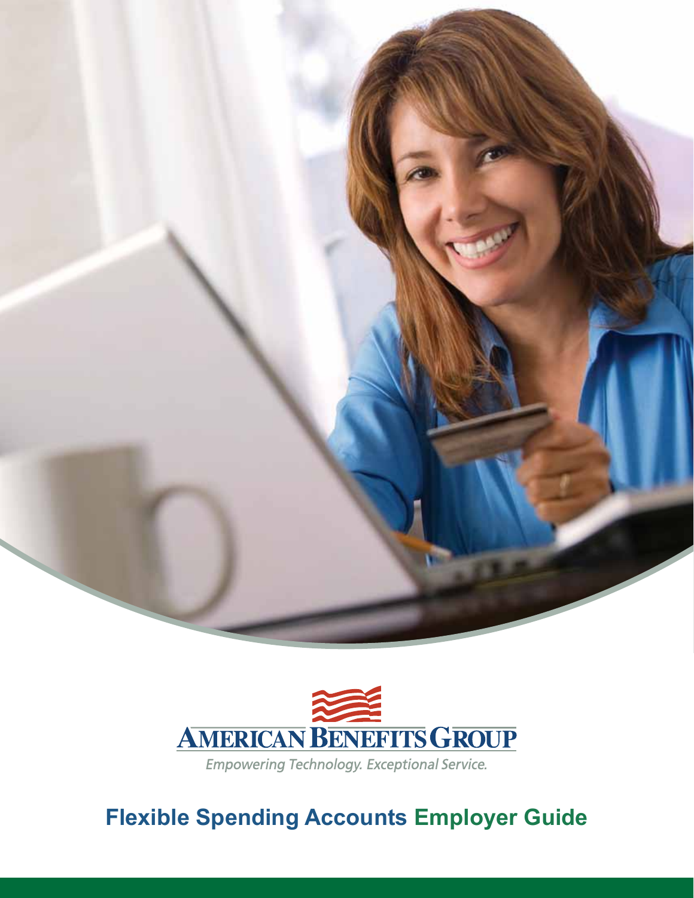AMERICAN BENEFITS GROUP

*Empowering Technology. Exceptional Service.*

# Flexible Spending Accounts Employer Guide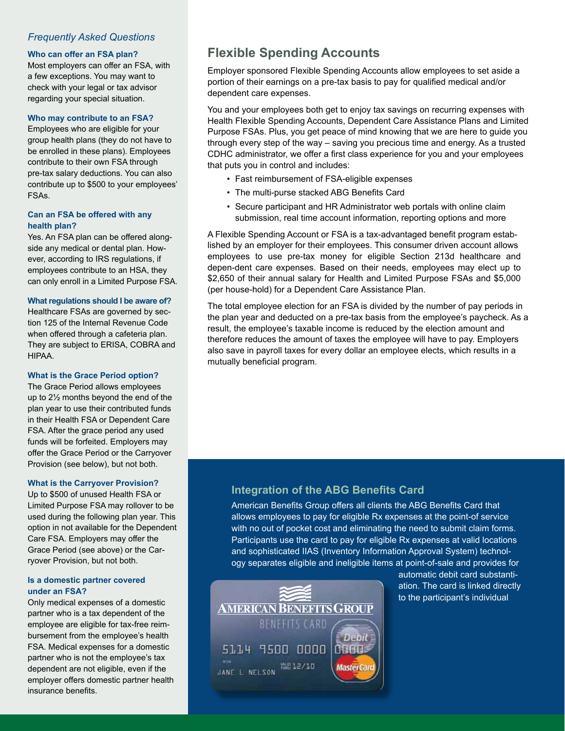## Flexible Spending Accounts

Employer sponsored Flexible Spending Accounts allow employees to set aside a portion of their earnings on a pre-tax basis to pay for qualified medical and/or dependent care expenses.

You and your employees both get to enjoy tax savings on recurring expenses with Health Flexible Spending Accounts, Dependent Care Assistance Plans and Limited Purpose FSAs. Plus, you get peace of mind knowing that we are here to guide you through every step of the way – saving you precious time and energy. As a trusted CDHC administrator, we offer a first class experience for you and your employees that puts you in control and includes:

- Fast reimbursement of FSA-eligible expenses
- The multi-purse stacked ABG Benefits Card
- Secure participant and HR Administrator web portals with online claim submission, real time account information, reporting options and more

A Flexible Spending Account or FSA is a tax-advantaged benefit program established by an employer for their employees. This consumer driven account allows employees to use pre-tax money for eligible Section 213d healthcare and dependent care expenses. Based on their needs, employees may elect up to $2,650 of their annual salary for Health and Limited Purpose FSAs and $5,000 (per household) for a Dependent Care Assistance Plan.

The total employee election for an FSA is divided by the number of pay periods in the plan year and deducted on a pre-tax basis from the employee's paycheck. As a result, the employee's taxable income is reduced by the election amount and therefore reduces the amount of taxes the employee will have to pay. Employers also save in payroll taxes for every dollar an employee elects, which results in a mutually beneficial program.

### Integration of the ABG Benefits Card

American Benefits Group offers all clients the ABG Benefits Card that allows employees to pay for eligible Rx expenses at the point-of service with no out of pocket cost and eliminating the need to submit claim forms. Participants use the card to pay for eligible Rx expenses at valid locations and sophisticated IIAS (Inventory Information Approval System) technology separates eligible and ineligible items at point-of-sale and provides for automatic debit card substantiation. The card is linked directly to the participant's individual

### *Frequently Asked Questions*

**Who can offer an FSA plan?**
Most employers can offer an FSA, with a few exceptions. You may want to check with your legal or tax advisor regarding your special situation.

**Who may contribute to an FSA?**
Employees who are eligible for your group health plans (they do not have to be enrolled in these plans). Employees contribute to their own FSA through pre-tax salary deductions. You can also contribute up to $500 to your employees' FSAs.

**Can an FSA be offered with any health plan?**
Yes. An FSA plan can be offered alongside any medical or dental plan. However, according to IRS regulations, if employees contribute to an HSA, they can only enroll in a Limited Purpose FSA.

**What regulations should I be aware of?**
Healthcare FSAs are governed by section 125 of the Internal Revenue Code when offered through a cafeteria plan. They are subject to ERISA, COBRA and HIPAA.

**What is the Grace Period option?**
The Grace Period allows employees up to 2½ months beyond the end of the plan year to use their contributed funds in their Health FSA or Dependent Care FSA. After the grace period any used funds will be forfeited. Employers may offer the Grace Period or the Carryover Provision (see below), but not both.

**What is the Carryover Provision?**
Up to $500 of unused Health FSA or Limited Purpose FSA may rollover to be used during the following plan year. This option in not available for the Dependent Care FSA. Employers may offer the Grace Period (see above) or the Carryover Provision, but not both.

**Is a domestic partner covered under an FSA?**
Only medical expenses of a domestic partner who is a tax dependent of the employee are eligible for tax-free reimbursement from the employee's health FSA. Medical expenses for a domestic partner who is not the employee's tax dependent are not eligible, even if the employer offers domestic partner health insurance benefits.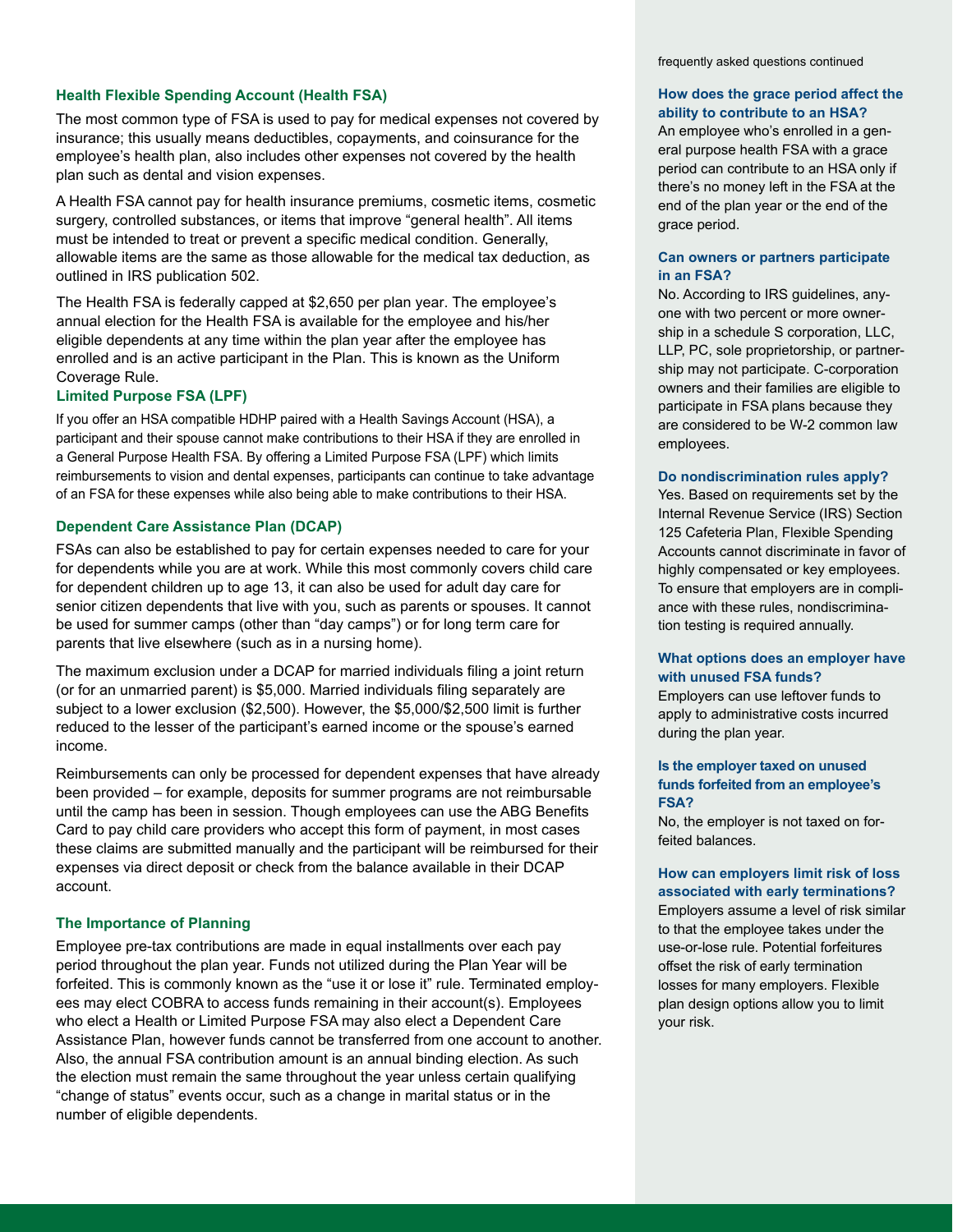### Health Flexible Spending Account (Health FSA)

The most common type of FSA is used to pay for medical expenses not covered by insurance; this usually means deductibles, copayments, and coinsurance for the employee's health plan, also includes other expenses not covered by the health plan such as dental and vision expenses.

A Health FSA cannot pay for health insurance premiums, cosmetic items, cosmetic surgery, controlled substances, or items that improve "general health". All items must be intended to treat or prevent a specific medical condition. Generally, allowable items are the same as those allowable for the medical tax deduction, as outlined in IRS publication 502.

The Health FSA is federally capped at $2,650 per plan year. The employee's annual election for the Health FSA is available for the employee and his/her eligible dependents at any time within the plan year after the employee has enrolled and is an active participant in the Plan. This is known as the Uniform Coverage Rule.

### Limited Purpose FSA (LPF)

If you offer an HSA compatible HDHP paired with a Health Savings Account (HSA), a participant and their spouse cannot make contributions to their HSA if they are enrolled in a General Purpose Health FSA. By offering a Limited Purpose FSA (LPF) which limits reimbursements to vision and dental expenses, participants can continue to take advantage of an FSA for these expenses while also being able to make contributions to their HSA.

### Dependent Care Assistance Plan (DCAP)

FSAs can also be established to pay for certain expenses needed to care for your for dependents while you are at work. While this most commonly covers child care for dependent children up to age 13, it can also be used for adult day care for senior citizen dependents that live with you, such as parents or spouses. It cannot be used for summer camps (other than "day camps") or for long term care for parents that live elsewhere (such as in a nursing home).

The maximum exclusion under a DCAP for married individuals filing a joint return (or for an unmarried parent) is $5,000. Married individuals filing separately are subject to a lower exclusion ($2,500). However, the $5,000/$2,500 limit is further reduced to the lesser of the participant's earned income or the spouse's earned income.

Reimbursements can only be processed for dependent expenses that have already been provided – for example, deposits for summer programs are not reimbursable until the camp has been in session. Though employees can use the ABG Benefits Card to pay child care providers who accept this form of payment, in most cases these claims are submitted manually and the participant will be reimbursed for their expenses via direct deposit or check from the balance available in their DCAP account.

### The Importance of Planning

Employee pre-tax contributions are made in equal installments over each pay period throughout the plan year. Funds not utilized during the Plan Year will be forfeited. This is commonly known as the "use it or lose it" rule. Terminated employees may elect COBRA to access funds remaining in their account(s). Employees who elect a Health or Limited Purpose FSA may also elect a Dependent Care Assistance Plan, however funds cannot be transferred from one account to another. Also, the annual FSA contribution amount is an annual binding election. As such the election must remain the same throughout the year unless certain qualifying "change of status" events occur, such as a change in marital status or in the number of eligible dependents.

frequently asked questions continued

#### How does the grace period affect the ability to contribute to an HSA?

An employee who's enrolled in a general purpose health FSA with a grace period can contribute to an HSA only if there's no money left in the FSA at the end of the plan year or the end of the grace period.

#### Can owners or partners participate in an FSA?

No. According to IRS guidelines, anyone with two percent or more ownership in a schedule S corporation, LLC, LLP, PC, sole proprietorship, or partnership may not participate. C-corporation owners and their families are eligible to participate in FSA plans because they are considered to be W-2 common law employees.

#### Do nondiscrimination rules apply?

Yes. Based on requirements set by the Internal Revenue Service (IRS) Section 125 Cafeteria Plan, Flexible Spending Accounts cannot discriminate in favor of highly compensated or key employees. To ensure that employers are in compliance with these rules, nondiscrimination testing is required annually.

#### What options does an employer have with unused FSA funds?

Employers can use leftover funds to apply to administrative costs incurred during the plan year.

#### Is the employer taxed on unused funds forfeited from an employee's FSA?

No, the employer is not taxed on forfeited balances.

#### How can employers limit risk of loss associated with early terminations?

Employers assume a level of risk similar to that the employee takes under the use-or-lose rule. Potential forfeitures offset the risk of early termination losses for many employers. Flexible plan design options allow you to limit your risk.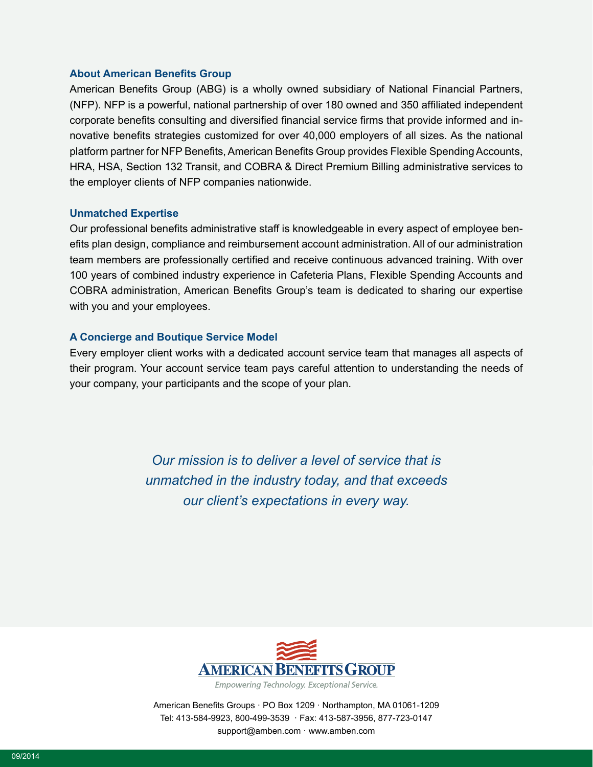### About American Benefits Group

American Benefits Group (ABG) is a wholly owned subsidiary of National Financial Partners, (NFP). NFP is a powerful, national partnership of over 180 owned and 350 affiliated independent corporate benefits consulting and diversified financial service firms that provide informed and innovative benefits strategies customized for over 40,000 employers of all sizes. As the national platform partner for NFP Benefits, American Benefits Group provides Flexible Spending Accounts, HRA, HSA, Section 132 Transit, and COBRA & Direct Premium Billing administrative services to the employer clients of NFP companies nationwide.

### Unmatched Expertise

Our professional benefits administrative staff is knowledgeable in every aspect of employee benefits plan design, compliance and reimbursement account administration. All of our administration team members are professionally certified and receive continuous advanced training. With over 100 years of combined industry experience in Cafeteria Plans, Flexible Spending Accounts and COBRA administration, American Benefits Group's team is dedicated to sharing our expertise with you and your employees.

### A Concierge and Boutique Service Model

Every employer client works with a dedicated account service team that manages all aspects of their program. Your account service team pays careful attention to understanding the needs of your company, your participants and the scope of your plan.

*Our mission is to deliver a level of service that is unmatched in the industry today, and that exceeds our client's expectations in every way.*

AMERICAN BENEFITS GROUP

*Empowering Technology. Exceptional Service.*

American Benefits Groups · PO Box 1209 · Northampton, MA 01061-1209
Tel: 413-584-9923, 800-499-3539 · Fax: 413-587-3956, 877-723-0147
support@amben.com · www.amben.com

09/2014